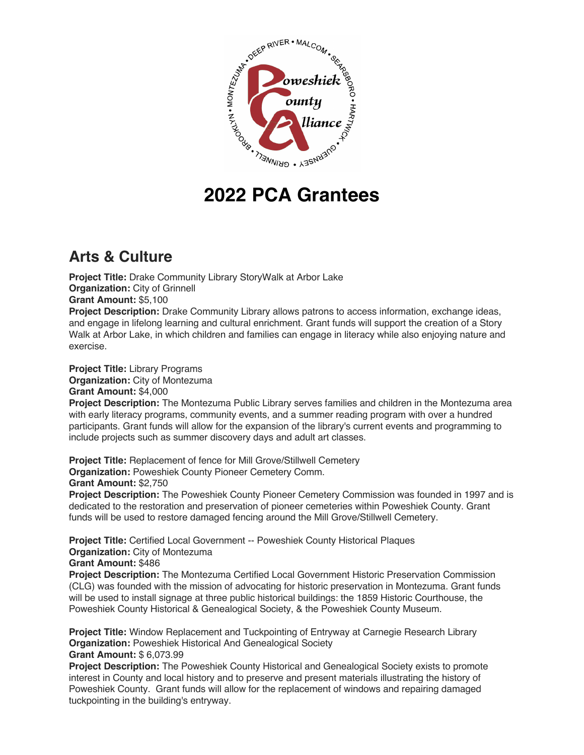# 2022 PCA Grantees

## Arts & Culture

**Project Title:** Drake Community Library StoryWalk at Arbor Lake
**Organization:** City of Grinnell
**Grant Amount:** $5,100
**Project Description:** Drake Community Library allows patrons to access information, exchange ideas, and engage in lifelong learning and cultural enrichment. Grant funds will support the creation of a Story Walk at Arbor Lake, in which children and families can engage in literacy while also enjoying nature and exercise.

**Project Title:** Library Programs
**Organization:** City of Montezuma
**Grant Amount:** $4,000
**Project Description:** The Montezuma Public Library serves families and children in the Montezuma area with early literacy programs, community events, and a summer reading program with over a hundred participants. Grant funds will allow for the expansion of the library's current events and programming to include projects such as summer discovery days and adult art classes.

**Project Title:** Replacement of fence for Mill Grove/Stillwell Cemetery
**Organization:** Poweshiek County Pioneer Cemetery Comm.
**Grant Amount:** $2,750
**Project Description:** The Poweshiek County Pioneer Cemetery Commission was founded in 1997 and is dedicated to the restoration and preservation of pioneer cemeteries within Poweshiek County. Grant funds will be used to restore damaged fencing around the Mill Grove/Stillwell Cemetery.

**Project Title:** Certified Local Government -- Poweshiek County Historical Plaques
**Organization:** City of Montezuma
**Grant Amount:** $486
**Project Description:** The Montezuma Certified Local Government Historic Preservation Commission (CLG) was founded with the mission of advocating for historic preservation in Montezuma. Grant funds will be used to install signage at three public historical buildings: the 1859 Historic Courthouse, the Poweshiek County Historical & Genealogical Society, & the Poweshiek County Museum.

**Project Title:** Window Replacement and Tuckpointing of Entryway at Carnegie Research Library
**Organization:** Poweshiek Historical And Genealogical Society
**Grant Amount:** $ 6,073.99
**Project Description:** The Poweshiek County Historical and Genealogical Society exists to promote interest in County and local history and to preserve and present materials illustrating the history of Poweshiek County. Grant funds will allow for the replacement of windows and repairing damaged tuckpointing in the building's entryway.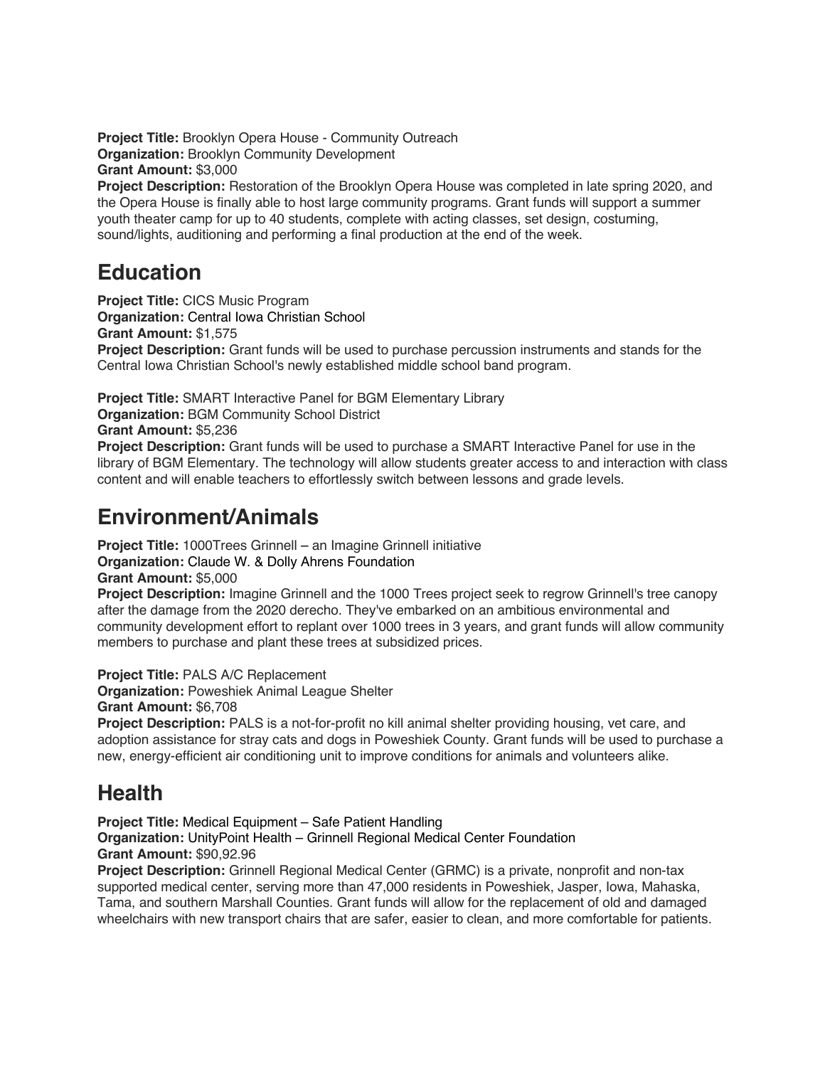**Project Title:** Brooklyn Opera House - Community Outreach
**Organization:** Brooklyn Community Development
**Grant Amount:** $3,000
**Project Description:** Restoration of the Brooklyn Opera House was completed in late spring 2020, and the Opera House is finally able to host large community programs. Grant funds will support a summer youth theater camp for up to 40 students, complete with acting classes, set design, costuming, sound/lights, auditioning and performing a final production at the end of the week.

## Education

**Project Title:** CICS Music Program
**Organization:** Central Iowa Christian School
**Grant Amount:** $1,575
**Project Description:** Grant funds will be used to purchase percussion instruments and stands for the Central Iowa Christian School's newly established middle school band program.

**Project Title:** SMART Interactive Panel for BGM Elementary Library
**Organization:** BGM Community School District
**Grant Amount:** $5,236
**Project Description:** Grant funds will be used to purchase a SMART Interactive Panel for use in the library of BGM Elementary. The technology will allow students greater access to and interaction with class content and will enable teachers to effortlessly switch between lessons and grade levels.

## Environment/Animals

**Project Title:** 1000Trees Grinnell – an Imagine Grinnell initiative
**Organization:** Claude W. & Dolly Ahrens Foundation
**Grant Amount:** $5,000
**Project Description:** Imagine Grinnell and the 1000 Trees project seek to regrow Grinnell's tree canopy after the damage from the 2020 derecho. They've embarked on an ambitious environmental and community development effort to replant over 1000 trees in 3 years, and grant funds will allow community members to purchase and plant these trees at subsidized prices.

**Project Title:** PALS A/C Replacement
**Organization:** Poweshiek Animal League Shelter
**Grant Amount:** $6,708
**Project Description:** PALS is a not-for-profit no kill animal shelter providing housing, vet care, and adoption assistance for stray cats and dogs in Poweshiek County. Grant funds will be used to purchase a new, energy-efficient air conditioning unit to improve conditions for animals and volunteers alike.

## Health

**Project Title:** Medical Equipment – Safe Patient Handling
**Organization:** UnityPoint Health – Grinnell Regional Medical Center Foundation
**Grant Amount:** $90,92.96
**Project Description:** Grinnell Regional Medical Center (GRMC) is a private, nonprofit and non-tax supported medical center, serving more than 47,000 residents in Poweshiek, Jasper, Iowa, Mahaska, Tama, and southern Marshall Counties. Grant funds will allow for the replacement of old and damaged wheelchairs with new transport chairs that are safer, easier to clean, and more comfortable for patients.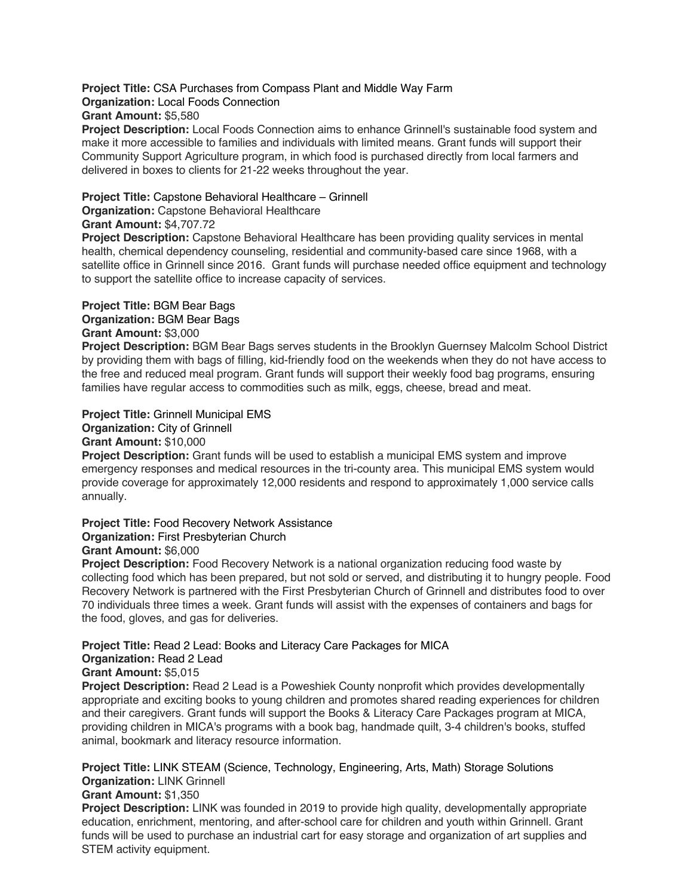**Project Title:** CSA Purchases from Compass Plant and Middle Way Farm
**Organization:** Local Foods Connection
**Grant Amount:** $5,580
**Project Description:** Local Foods Connection aims to enhance Grinnell's sustainable food system and make it more accessible to families and individuals with limited means. Grant funds will support their Community Support Agriculture program, in which food is purchased directly from local farmers and delivered in boxes to clients for 21-22 weeks throughout the year.

**Project Title:** Capstone Behavioral Healthcare – Grinnell
**Organization:** Capstone Behavioral Healthcare
**Grant Amount:** $4,707.72
**Project Description:** Capstone Behavioral Healthcare has been providing quality services in mental health, chemical dependency counseling, residential and community-based care since 1968, with a satellite office in Grinnell since 2016. Grant funds will purchase needed office equipment and technology to support the satellite office to increase capacity of services.

**Project Title:** BGM Bear Bags
**Organization:** BGM Bear Bags
**Grant Amount:** $3,000
**Project Description:** BGM Bear Bags serves students in the Brooklyn Guernsey Malcolm School District by providing them with bags of filling, kid-friendly food on the weekends when they do not have access to the free and reduced meal program. Grant funds will support their weekly food bag programs, ensuring families have regular access to commodities such as milk, eggs, cheese, bread and meat.

**Project Title:** Grinnell Municipal EMS
**Organization:** City of Grinnell
**Grant Amount:** $10,000
**Project Description:** Grant funds will be used to establish a municipal EMS system and improve emergency responses and medical resources in the tri-county area. This municipal EMS system would provide coverage for approximately 12,000 residents and respond to approximately 1,000 service calls annually.

**Project Title:** Food Recovery Network Assistance
**Organization:** First Presbyterian Church
**Grant Amount:** $6,000
**Project Description:** Food Recovery Network is a national organization reducing food waste by collecting food which has been prepared, but not sold or served, and distributing it to hungry people. Food Recovery Network is partnered with the First Presbyterian Church of Grinnell and distributes food to over 70 individuals three times a week. Grant funds will assist with the expenses of containers and bags for the food, gloves, and gas for deliveries.

**Project Title:** Read 2 Lead: Books and Literacy Care Packages for MICA
**Organization:** Read 2 Lead
**Grant Amount:** $5,015
**Project Description:** Read 2 Lead is a Poweshiek County nonprofit which provides developmentally appropriate and exciting books to young children and promotes shared reading experiences for children and their caregivers. Grant funds will support the Books & Literacy Care Packages program at MICA, providing children in MICA's programs with a book bag, handmade quilt, 3-4 children's books, stuffed animal, bookmark and literacy resource information.

**Project Title:** LINK STEAM (Science, Technology, Engineering, Arts, Math) Storage Solutions
**Organization:** LINK Grinnell
**Grant Amount:** $1,350
**Project Description:** LINK was founded in 2019 to provide high quality, developmentally appropriate education, enrichment, mentoring, and after-school care for children and youth within Grinnell. Grant funds will be used to purchase an industrial cart for easy storage and organization of art supplies and STEM activity equipment.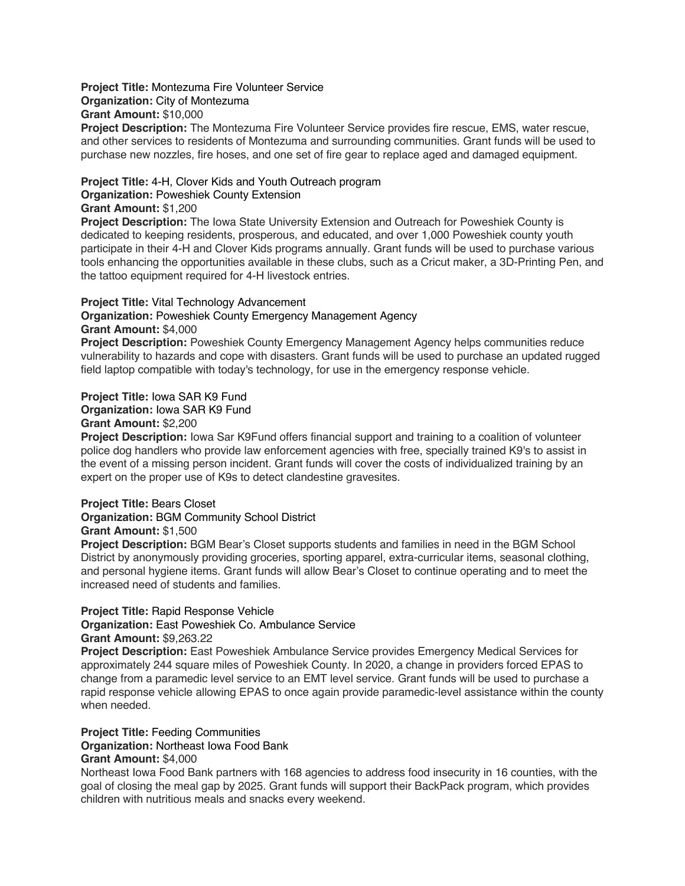**Project Title:** Montezuma Fire Volunteer Service
**Organization:** City of Montezuma
**Grant Amount:** $10,000
**Project Description:** The Montezuma Fire Volunteer Service provides fire rescue, EMS, water rescue, and other services to residents of Montezuma and surrounding communities. Grant funds will be used to purchase new nozzles, fire hoses, and one set of fire gear to replace aged and damaged equipment.

**Project Title:** 4-H, Clover Kids and Youth Outreach program
**Organization:** Poweshiek County Extension
**Grant Amount:** $1,200
**Project Description:** The Iowa State University Extension and Outreach for Poweshiek County is dedicated to keeping residents, prosperous, and educated, and over 1,000 Poweshiek county youth participate in their 4-H and Clover Kids programs annually. Grant funds will be used to purchase various tools enhancing the opportunities available in these clubs, such as a Cricut maker, a 3D-Printing Pen, and the tattoo equipment required for 4-H livestock entries.

**Project Title:** Vital Technology Advancement
**Organization:** Poweshiek County Emergency Management Agency
**Grant Amount:** $4,000
**Project Description:** Poweshiek County Emergency Management Agency helps communities reduce vulnerability to hazards and cope with disasters. Grant funds will be used to purchase an updated rugged field laptop compatible with today's technology, for use in the emergency response vehicle.

**Project Title:** Iowa SAR K9 Fund
**Organization:** Iowa SAR K9 Fund
**Grant Amount:** $2,200
**Project Description:** Iowa Sar K9Fund offers financial support and training to a coalition of volunteer police dog handlers who provide law enforcement agencies with free, specially trained K9's to assist in the event of a missing person incident. Grant funds will cover the costs of individualized training by an expert on the proper use of K9s to detect clandestine gravesites.

**Project Title:** Bears Closet
**Organization:** BGM Community School District
**Grant Amount:** $1,500
**Project Description:** BGM Bear's Closet supports students and families in need in the BGM School District by anonymously providing groceries, sporting apparel, extra-curricular items, seasonal clothing, and personal hygiene items. Grant funds will allow Bear's Closet to continue operating and to meet the increased need of students and families.

**Project Title:** Rapid Response Vehicle
**Organization:** East Poweshiek Co. Ambulance Service
**Grant Amount:** $9,263.22
**Project Description:** East Poweshiek Ambulance Service provides Emergency Medical Services for approximately 244 square miles of Poweshiek County. In 2020, a change in providers forced EPAS to change from a paramedic level service to an EMT level service. Grant funds will be used to purchase a rapid response vehicle allowing EPAS to once again provide paramedic-level assistance within the county when needed.

**Project Title:** Feeding Communities
**Organization:** Northeast Iowa Food Bank
**Grant Amount:** $4,000
Northeast Iowa Food Bank partners with 168 agencies to address food insecurity in 16 counties, with the goal of closing the meal gap by 2025. Grant funds will support their BackPack program, which provides children with nutritious meals and snacks every weekend.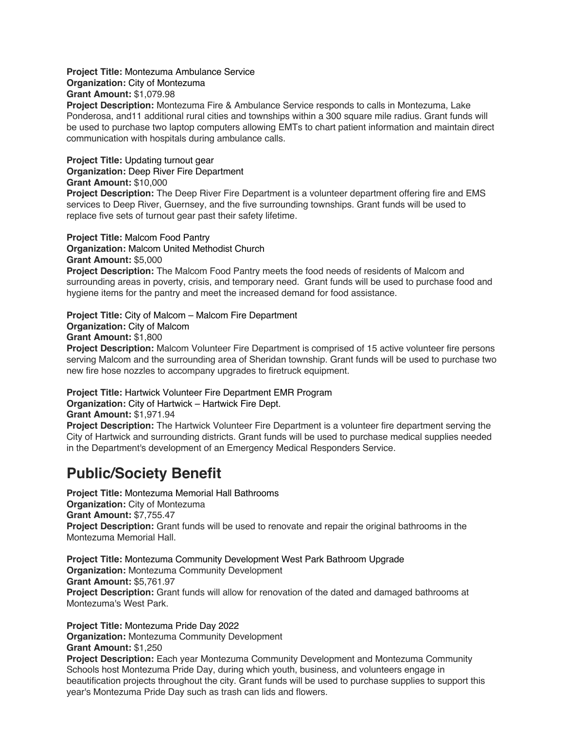**Project Title:** Montezuma Ambulance Service
**Organization:** City of Montezuma
**Grant Amount:** $1,079.98
**Project Description:** Montezuma Fire & Ambulance Service responds to calls in Montezuma, Lake Ponderosa, and11 additional rural cities and townships within a 300 square mile radius. Grant funds will be used to purchase two laptop computers allowing EMTs to chart patient information and maintain direct communication with hospitals during ambulance calls.

**Project Title:** Updating turnout gear
**Organization:** Deep River Fire Department
**Grant Amount:** $10,000
**Project Description:** The Deep River Fire Department is a volunteer department offering fire and EMS services to Deep River, Guernsey, and the five surrounding townships. Grant funds will be used to replace five sets of turnout gear past their safety lifetime.

**Project Title:** Malcom Food Pantry
**Organization:** Malcom United Methodist Church
**Grant Amount:** $5,000
**Project Description:** The Malcom Food Pantry meets the food needs of residents of Malcom and surrounding areas in poverty, crisis, and temporary need. Grant funds will be used to purchase food and hygiene items for the pantry and meet the increased demand for food assistance.

**Project Title:** City of Malcom – Malcom Fire Department
**Organization:** City of Malcom
**Grant Amount:** $1,800
**Project Description:** Malcom Volunteer Fire Department is comprised of 15 active volunteer fire persons serving Malcom and the surrounding area of Sheridan township. Grant funds will be used to purchase two new fire hose nozzles to accompany upgrades to firetruck equipment.

**Project Title:** Hartwick Volunteer Fire Department EMR Program
**Organization:** City of Hartwick – Hartwick Fire Dept.
**Grant Amount:** $1,971.94
**Project Description:** The Hartwick Volunteer Fire Department is a volunteer fire department serving the City of Hartwick and surrounding districts. Grant funds will be used to purchase medical supplies needed in the Department's development of an Emergency Medical Responders Service.

# Public/Society Benefit

**Project Title:** Montezuma Memorial Hall Bathrooms
**Organization:** City of Montezuma
**Grant Amount:** $7,755.47
**Project Description:** Grant funds will be used to renovate and repair the original bathrooms in the Montezuma Memorial Hall.

**Project Title:** Montezuma Community Development West Park Bathroom Upgrade
**Organization:** Montezuma Community Development
**Grant Amount:** $5,761.97
**Project Description:** Grant funds will allow for renovation of the dated and damaged bathrooms at Montezuma's West Park.

**Project Title:** Montezuma Pride Day 2022
**Organization:** Montezuma Community Development
**Grant Amount:** $1,250
**Project Description:** Each year Montezuma Community Development and Montezuma Community Schools host Montezuma Pride Day, during which youth, business, and volunteers engage in beautification projects throughout the city. Grant funds will be used to purchase supplies to support this year's Montezuma Pride Day such as trash can lids and flowers.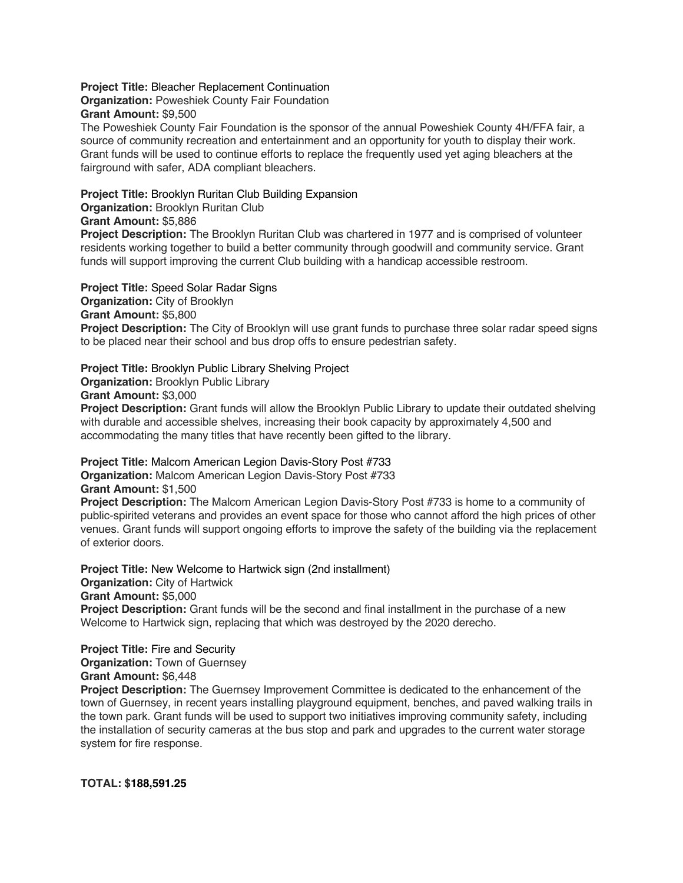**Project Title:** Bleacher Replacement Continuation
**Organization:** Poweshiek County Fair Foundation
**Grant Amount:** $9,500
The Poweshiek County Fair Foundation is the sponsor of the annual Poweshiek County 4H/FFA fair, a source of community recreation and entertainment and an opportunity for youth to display their work. Grant funds will be used to continue efforts to replace the frequently used yet aging bleachers at the fairground with safer, ADA compliant bleachers.

**Project Title:** Brooklyn Ruritan Club Building Expansion
**Organization:** Brooklyn Ruritan Club
**Grant Amount:** $5,886
**Project Description:** The Brooklyn Ruritan Club was chartered in 1977 and is comprised of volunteer residents working together to build a better community through goodwill and community service. Grant funds will support improving the current Club building with a handicap accessible restroom.

**Project Title:** Speed Solar Radar Signs
**Organization:** City of Brooklyn
**Grant Amount:** $5,800
**Project Description:** The City of Brooklyn will use grant funds to purchase three solar radar speed signs to be placed near their school and bus drop offs to ensure pedestrian safety.

**Project Title:** Brooklyn Public Library Shelving Project
**Organization:** Brooklyn Public Library
**Grant Amount:** $3,000
**Project Description:** Grant funds will allow the Brooklyn Public Library to update their outdated shelving with durable and accessible shelves, increasing their book capacity by approximately 4,500 and accommodating the many titles that have recently been gifted to the library.

**Project Title:** Malcom American Legion Davis-Story Post #733
**Organization:** Malcom American Legion Davis-Story Post #733
**Grant Amount:** $1,500
**Project Description:** The Malcom American Legion Davis-Story Post #733 is home to a community of public-spirited veterans and provides an event space for those who cannot afford the high prices of other venues. Grant funds will support ongoing efforts to improve the safety of the building via the replacement of exterior doors.

**Project Title:** New Welcome to Hartwick sign (2nd installment)
**Organization:** City of Hartwick
**Grant Amount:** $5,000
**Project Description:** Grant funds will be the second and final installment in the purchase of a new Welcome to Hartwick sign, replacing that which was destroyed by the 2020 derecho.

**Project Title:** Fire and Security
**Organization:** Town of Guernsey
**Grant Amount:** $6,448
**Project Description:** The Guernsey Improvement Committee is dedicated to the enhancement of the town of Guernsey, in recent years installing playground equipment, benches, and paved walking trails in the town park. Grant funds will be used to support two initiatives improving community safety, including the installation of security cameras at the bus stop and park and upgrades to the current water storage system for fire response.

**TOTAL: $188,591.25**